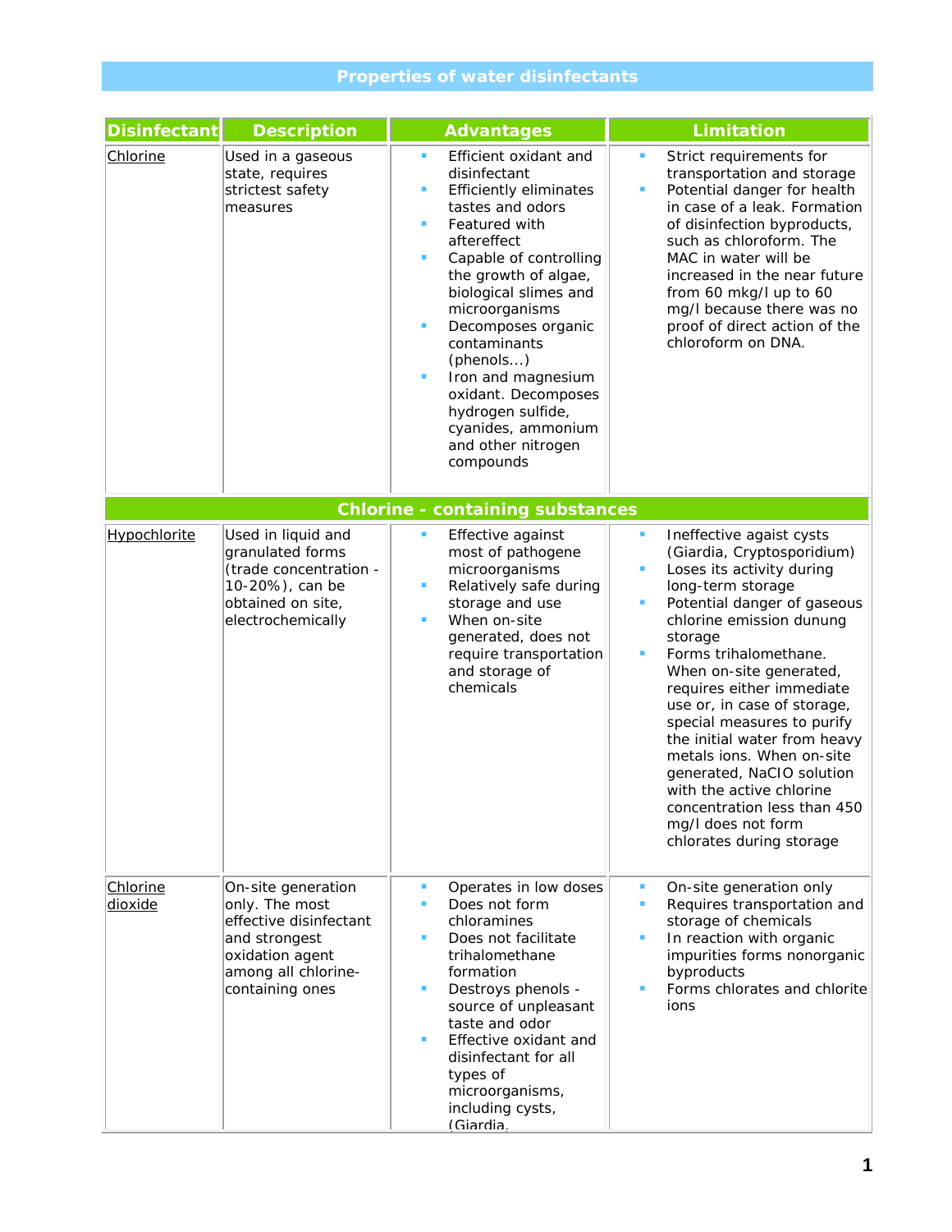# Properties of water disinfectants

| Disinfectant | Description | Advantages | Limitation |
|---|---|---|---|
| Chlorine | Used in a gaseous state, requires strictest safety measures | ▪ Efficient oxidant and disinfectant<br>▪ Efficiently eliminates tastes and odors<br>▪ Featured with aftereffect<br>▪ Capable of controlling the growth of algae, biological slimes and microorganisms<br>▪ Decomposes organic contaminants (phenols...)<br>▪ Iron and magnesium oxidant. Decomposes hydrogen sulfide, cyanides, ammonium and other nitrogen compounds | ▪ Strict requirements for transportation and storage<br>▪ Potential danger for health in case of a leak. Formation of disinfection byproducts, such as chloroform. The MAC in water will be increased in the near future from 60 mkg/l up to 60 mg/l because there was no proof of direct action of the chloroform on DNA. |
| **Chlorine - containing substances** | | | |
| Hypochlorite | Used in liquid and granulated forms (trade concentration - 10-20%), can be obtained on site, electrochemically | ▪ Effective against most of pathogene microorganisms<br>▪ Relatively safe during storage and use<br>▪ When on-site generated, does not require transportation and storage of chemicals | ▪ Ineffective agaist cysts (Giardia, Cryptosporidium)<br>▪ Loses its activity during long-term storage<br>▪ Potential danger of gaseous chlorine emission dunung storage<br>▪ Forms trihalomethane. When on-site generated, requires either immediate use or, in case of storage, special measures to purify the initial water from heavy metals ions. When on-site generated, NaCIO solution with the active chlorine concentration less than 450 mg/l does not form chlorates during storage |
| Chlorine dioxide | On-site generation only. The most effective disinfectant and strongest oxidation agent among all chlorine-containing ones | ▪ Operates in low doses<br>▪ Does not form chloramines<br>▪ Does not facilitate trihalomethane formation<br>▪ Destroys phenols - source of unpleasant taste and odor<br>▪ Effective oxidant and disinfectant for all types of microorganisms, including cysts, (Giardia, | ▪ On-site generation only<br>▪ Requires transportation and storage of chemicals<br>▪ In reaction with organic impurities forms nonorganic byproducts<br>▪ Forms chlorates and chlorite ions |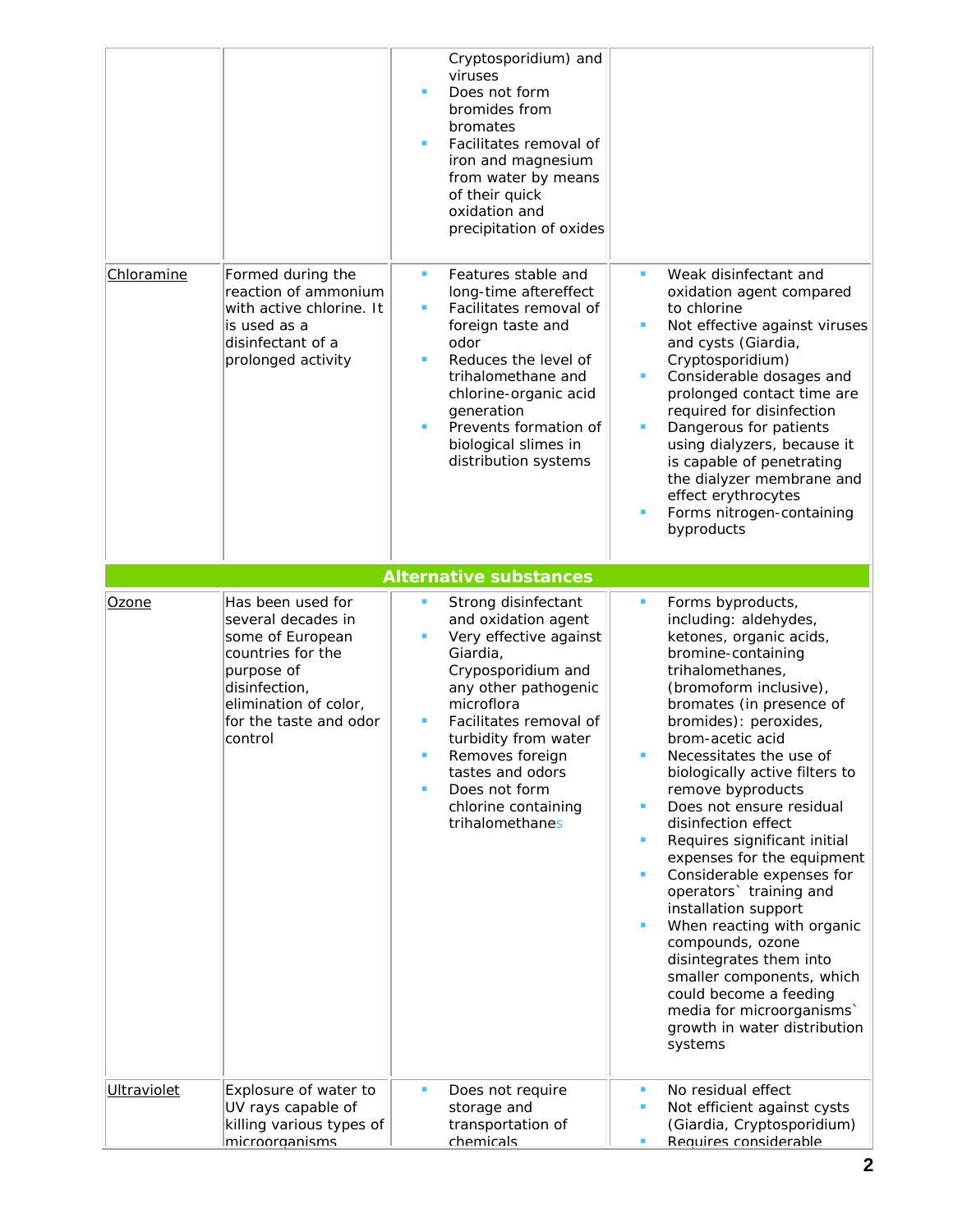| | | | |
|---|---|---|---|
| | | Cryptosporidium) and viruses<br>▪ Does not form bromides from bromates<br>▪ Facilitates removal of iron and magnesium from water by means of their quick oxidation and precipitation of oxides | |
| Chloramine | Formed during the reaction of ammonium with active chlorine. It is used as a disinfectant of a prolonged activity | ▪ Features stable and long-time aftereffect<br>▪ Facilitates removal of foreign taste and odor<br>▪ Reduces the level of trihalomethane and chlorine-organic acid generation<br>▪ Prevents formation of biological slimes in distribution systems | ▪ Weak disinfectant and oxidation agent compared to chlorine<br>▪ Not effective against viruses and cysts (Giardia, Cryptosporidium)<br>▪ Considerable dosages and prolonged contact time are required for disinfection<br>▪ Dangerous for patients using dialyzers, because it is capable of penetrating the dialyzer membrane and effect erythrocytes<br>▪ Forms nitrogen-containing byproducts |
| **Alternative substances** | | | |
| Ozone | Has been used for several decades in some of European countries for the purpose of disinfection, elimination of color, for the taste and odor control | ▪ Strong disinfectant and oxidation agent<br>▪ Very effective against Giardia, Cryposporidium and any other pathogenic microflora<br>▪ Facilitates removal of turbidity from water<br>▪ Removes foreign tastes and odors<br>▪ Does not form chlorine containing trihalomethanes | ▪ Forms byproducts, including: aldehydes, ketones, organic acids, bromine-containing trihalomethanes, (bromoform inclusive), bromates (in presence of bromides): peroxides, brom-acetic acid<br>▪ Necessitates the use of biologically active filters to remove byproducts<br>▪ Does not ensure residual disinfection effect<br>▪ Requires significant initial expenses for the equipment<br>▪ Considerable expenses for operators` training and installation support<br>▪ When reacting with organic compounds, ozone disintegrates them into smaller components, which could become a feeding media for microorganisms` growth in water distribution systems |
| Ultraviolet | Explosure of water to UV rays capable of killing various types of microorganisms | ▪ Does not require storage and transportation of chemicals | ▪ No residual effect<br>▪ Not efficient against cysts (Giardia, Cryptosporidium)<br>▪ Requires considerable |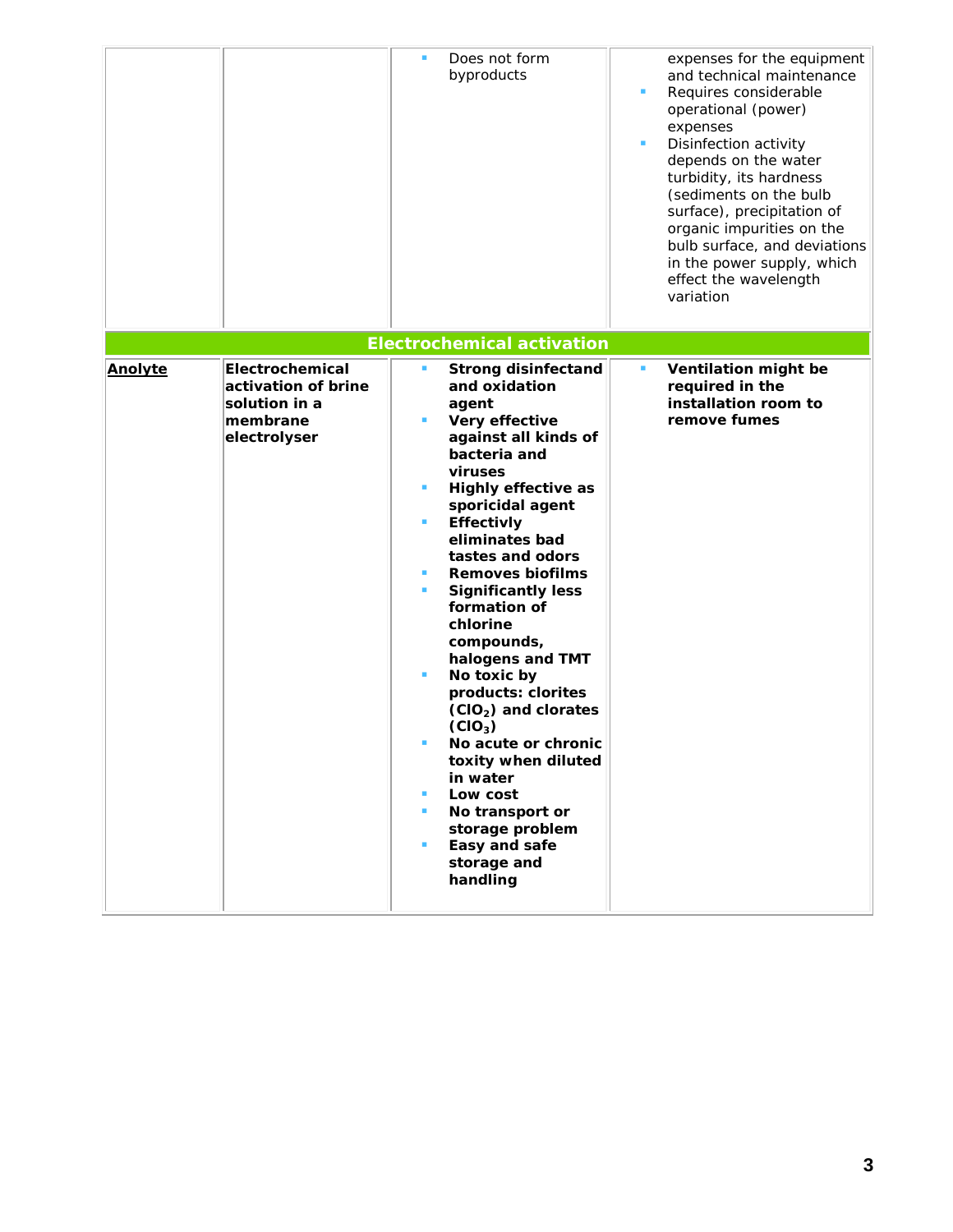| | | | |
|---|---|---|---|
| | | ▪ Does not form byproducts | expenses for the equipment and technical maintenance<br>▪ Requires considerable operational (power) expenses<br>▪ Disinfection activity depends on the water turbidity, its hardness (sediments on the bulb surface), precipitation of organic impurities on the bulb surface, and deviations in the power supply, which effect the wavelength variation |
| **Electrochemical activation** | | | |
| **Anolyte** | **Electrochemical activation of brine solution in a membrane electrolyser** | ▪ **Strong disinfectand and oxidation agent**<br>▪ **Very effective against all kinds of bacteria and viruses**<br>▪ **Highly effective as sporicidal agent**<br>▪ **Effectivly eliminates bad tastes and odors**<br>▪ **Removes biofilms**<br>▪ **Significantly less formation of chlorine compounds, halogens and TMT**<br>▪ **No toxic by products: clorites ($ClO_2$) and clorates ($ClO_3$)**<br>▪ **No acute or chronic toxity when diluted in water**<br>▪ **Low cost**<br>▪ **No transport or storage problem**<br>▪ **Easy and safe storage and handling** | ▪ **Ventilation might be required in the installation room to remove fumes** |